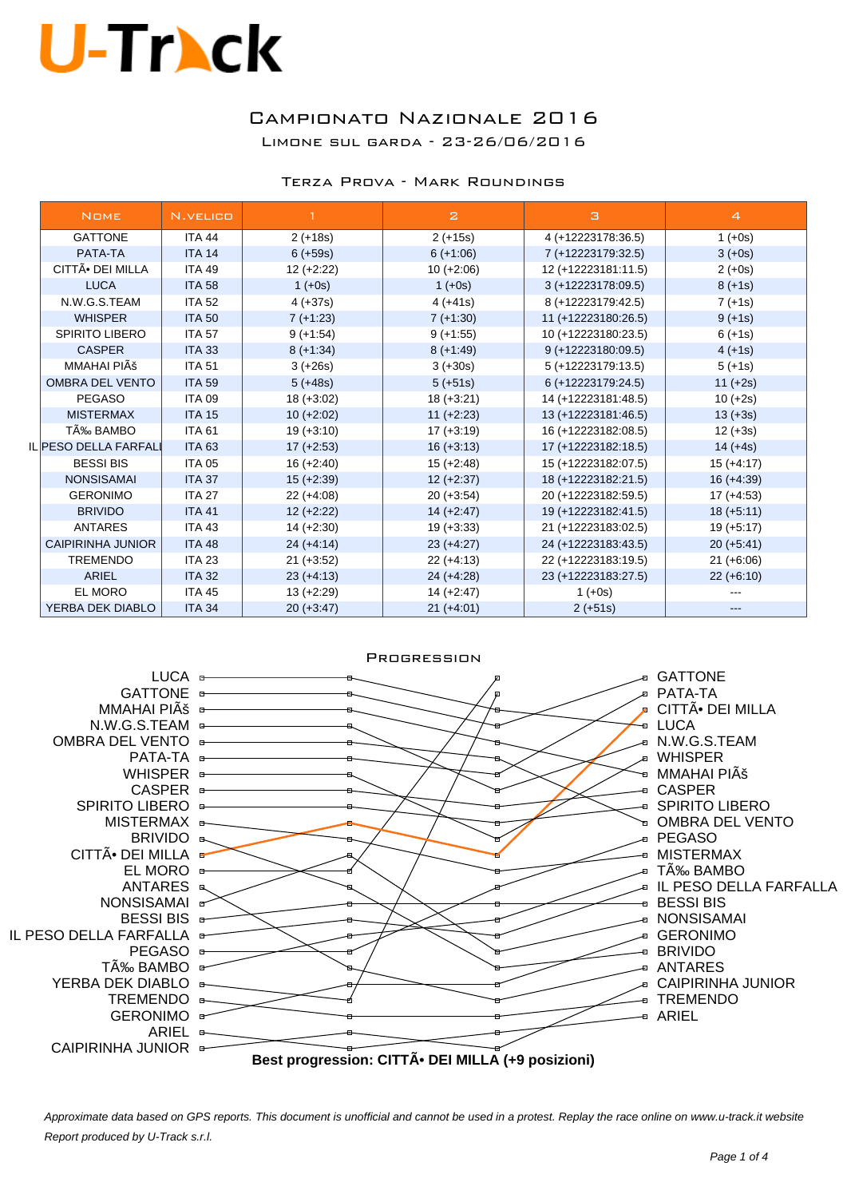# U-Track

## Campionato Nazionale 2016

Limone sul Garda - 23-26/06/2016

### Terza Prova - Mark Roundings

| Nome | N.velico | 1 | 2 | 3 | 4 |
|---|---|---|---|---|---|
| GATTONE | ITA 44 | 2 (+18s) | 2 (+15s) | 4 (+12223178:36.5) | 1 (+0s) |
| PATA-TA | ITA 14 | 6 (+59s) | 6 (+1:06) | 7 (+12223179:32.5) | 3 (+0s) |
| CITTÃ• DEI MILLA | ITA 49 | 12 (+2:22) | 10 (+2:06) | 12 (+12223181:11.5) | 2 (+0s) |
| LUCA | ITA 58 | 1 (+0s) | 1 (+0s) | 3 (+12223178:09.5) | 8 (+1s) |
| N.W.G.S.TEAM | ITA 52 | 4 (+37s) | 4 (+41s) | 8 (+12223179:42.5) | 7 (+1s) |
| WHISPER | ITA 50 | 7 (+1:23) | 7 (+1:30) | 11 (+12223180:26.5) | 9 (+1s) |
| SPIRITO LIBERO | ITA 57 | 9 (+1:54) | 9 (+1:55) | 10 (+12223180:23.5) | 6 (+1s) |
| CASPER | ITA 33 | 8 (+1:34) | 8 (+1:49) | 9 (+12223180:09.5) | 4 (+1s) |
| MMAHAI PIÃš | ITA 51 | 3 (+26s) | 3 (+30s) | 5 (+12223179:13.5) | 5 (+1s) |
| OMBRA DEL VENTO | ITA 59 | 5 (+48s) | 5 (+51s) | 6 (+12223179:24.5) | 11 (+2s) |
| PEGASO | ITA 09 | 18 (+3:02) | 18 (+3:21) | 14 (+12223181:48.5) | 10 (+2s) |
| MISTERMAX | ITA 15 | 10 (+2:02) | 11 (+2:23) | 13 (+12223181:46.5) | 13 (+3s) |
| TÃ‰ BAMBO | ITA 61 | 19 (+3:10) | 17 (+3:19) | 16 (+12223182:08.5) | 12 (+3s) |
| IL PESO DELLA FARFALLA | ITA 63 | 17 (+2:53) | 16 (+3:13) | 17 (+12223182:18.5) | 14 (+4s) |
| BESSI BIS | ITA 05 | 16 (+2:40) | 15 (+2:48) | 15 (+12223182:07.5) | 15 (+4:17) |
| NONSISAMAI | ITA 37 | 15 (+2:39) | 12 (+2:37) | 18 (+12223182:21.5) | 16 (+4:39) |
| GERONIMO | ITA 27 | 22 (+4:08) | 20 (+3:54) | 20 (+12223182:59.5) | 17 (+4:53) |
| BRIVIDO | ITA 41 | 12 (+2:22) | 14 (+2:47) | 19 (+12223182:41.5) | 18 (+5:11) |
| ANTARES | ITA 43 | 14 (+2:30) | 19 (+3:33) | 21 (+12223183:02.5) | 19 (+5:17) |
| CAIPIRINHA JUNIOR | ITA 48 | 24 (+4:14) | 23 (+4:27) | 24 (+12223183:43.5) | 20 (+5:41) |
| TREMENDO | ITA 23 | 21 (+3:52) | 22 (+4:13) | 22 (+12223183:19.5) | 21 (+6:06) |
| ARIEL | ITA 32 | 23 (+4:13) | 24 (+4:28) | 23 (+12223183:27.5) | 22 (+6:10) |
| EL MORO | ITA 45 | 13 (+2:29) | 14 (+2:47) | 1 (+0s) | --- |
| YERBA DEK DIABLO | ITA 34 | 20 (+3:47) | 21 (+4:01) | 2 (+51s) | --- |

### Progression

**Best progression: CITTÃ• DEI MILLA (+9 posizioni)**

*Approximate data based on GPS reports. This document is unofficial and cannot be used in a protest. Replay the race online on www.u-track.it website*

*Report produced by U-Track s.r.l.*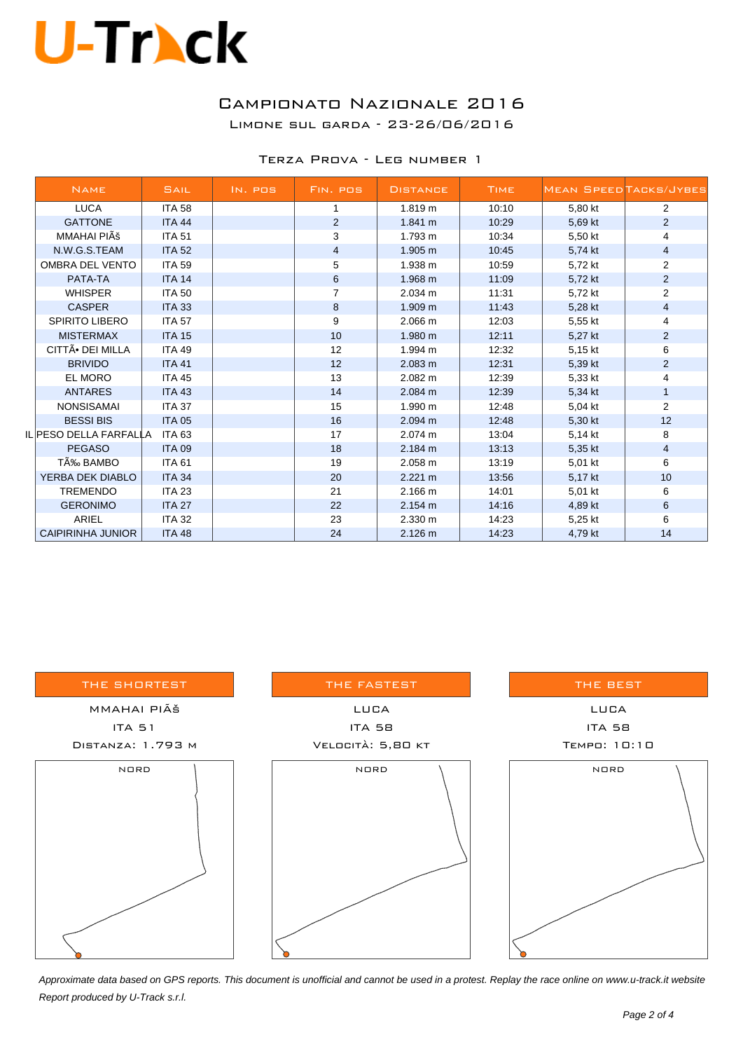# U-Track

## Campionato Nazionale 2016

Limone sul Garda - 23-26/06/2016

### Terza Prova - Leg number 1

| Name | Sail | In. pos | Fin. pos | Distance | Time | Mean Speed | Tacks/Jybes |
|---|---|---|---|---|---|---|---|
| LUCA | ITA 58 | | 1 | 1.819 m | 10:10 | 5,80 kt | 2 |
| GATTONE | ITA 44 | | 2 | 1.841 m | 10:29 | 5,69 kt | 2 |
| MMAHAI PIÃš | ITA 51 | | 3 | 1.793 m | 10:34 | 5,50 kt | 4 |
| N.W.G.S.TEAM | ITA 52 | | 4 | 1.905 m | 10:45 | 5,74 kt | 4 |
| OMBRA DEL VENTO | ITA 59 | | 5 | 1.938 m | 10:59 | 5,72 kt | 2 |
| PATA-TA | ITA 14 | | 6 | 1.968 m | 11:09 | 5,72 kt | 2 |
| WHISPER | ITA 50 | | 7 | 2.034 m | 11:31 | 5,72 kt | 2 |
| CASPER | ITA 33 | | 8 | 1.909 m | 11:43 | 5,28 kt | 4 |
| SPIRITO LIBERO | ITA 57 | | 9 | 2.066 m | 12:03 | 5,55 kt | 4 |
| MISTERMAX | ITA 15 | | 10 | 1.980 m | 12:11 | 5,27 kt | 2 |
| CITTÃ• DEI MILLA | ITA 49 | | 12 | 1.994 m | 12:32 | 5,15 kt | 6 |
| BRIVIDO | ITA 41 | | 12 | 2.083 m | 12:31 | 5,39 kt | 2 |
| EL MORO | ITA 45 | | 13 | 2.082 m | 12:39 | 5,33 kt | 4 |
| ANTARES | ITA 43 | | 14 | 2.084 m | 12:39 | 5,34 kt | 1 |
| NONSISAMAI | ITA 37 | | 15 | 1.990 m | 12:48 | 5,04 kt | 2 |
| BESSI BIS | ITA 05 | | 16 | 2.094 m | 12:48 | 5,30 kt | 12 |
| IL PESO DELLA FARFALLA | ITA 63 | | 17 | 2.074 m | 13:04 | 5,14 kt | 8 |
| PEGASO | ITA 09 | | 18 | 2.184 m | 13:13 | 5,35 kt | 4 |
| TÃ‰ BAMBO | ITA 61 | | 19 | 2.058 m | 13:19 | 5,01 kt | 6 |
| YERBA DEK DIABLO | ITA 34 | | 20 | 2.221 m | 13:56 | 5,17 kt | 10 |
| TREMENDO | ITA 23 | | 21 | 2.166 m | 14:01 | 5,01 kt | 6 |
| GERONIMO | ITA 27 | | 22 | 2.154 m | 14:16 | 4,89 kt | 6 |
| ARIEL | ITA 32 | | 23 | 2.330 m | 14:23 | 5,25 kt | 6 |
| CAIPIRINHA JUNIOR | ITA 48 | | 24 | 2.126 m | 14:23 | 4,79 kt | 14 |

| THE SHORTEST | THE FASTEST | THE BEST |
|---|---|---|
| MMAHAI PIÃš | LUCA | LUCA |
| ITA 51 | ITA 58 | ITA 58 |
| Distanza: 1.793 m | Velocità: 5,80 kt | Tempo: 10:10 |

NORD

NORD

NORD

*Approximate data based on GPS reports. This document is unofficial and cannot be used in a protest. Replay the race online on www.u-track.it website*

*Report produced by U-Track s.r.l.*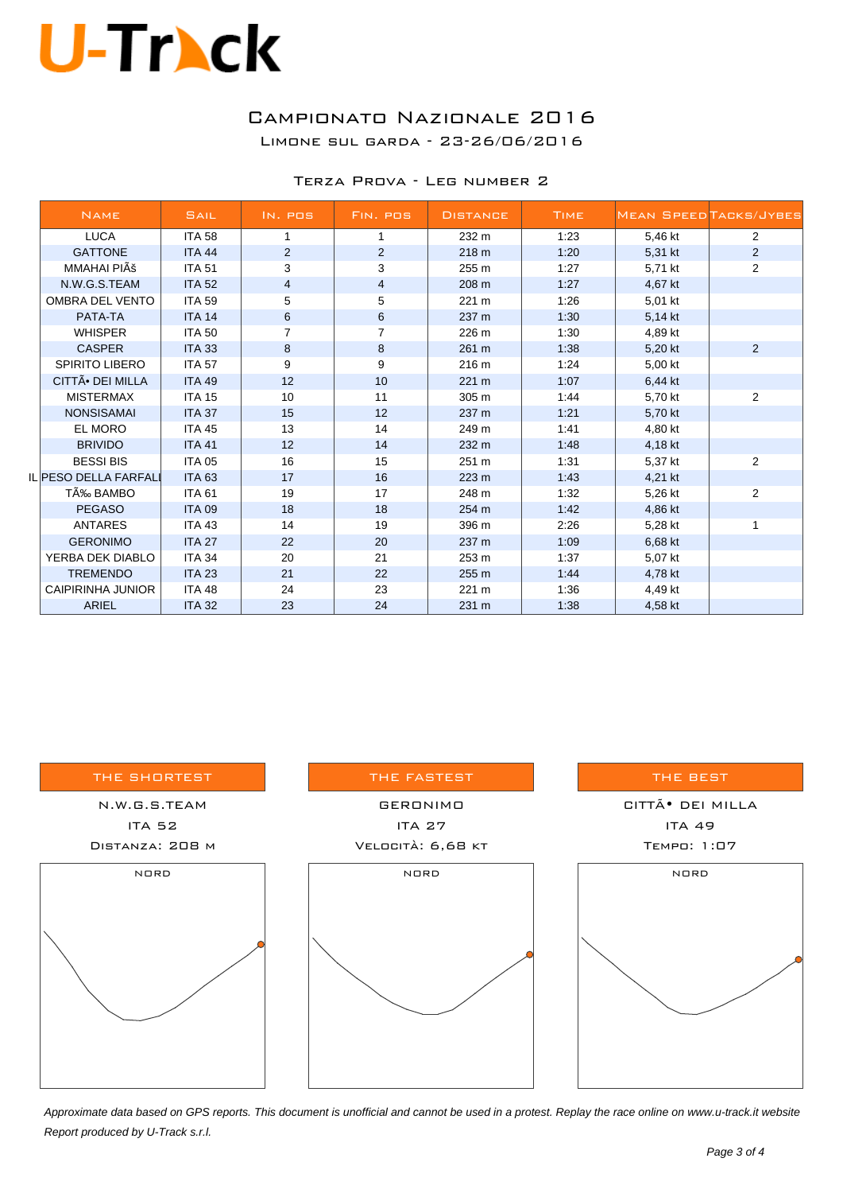# Campionato Nazionale 2016

Limone sul Garda - 23-26/06/2016

## Terza Prova - Leg number 2

| Name | Sail | In. pos | Fin. pos | Distance | Time | Mean Speed | Tacks/Jybes |
|---|---|---|---|---|---|---|---|
| LUCA | ITA 58 | 1 | 1 | 232 m | 1:23 | 5,46 kt | 2 |
| GATTONE | ITA 44 | 2 | 2 | 218 m | 1:20 | 5,31 kt | 2 |
| MMAHAI PIÃš | ITA 51 | 3 | 3 | 255 m | 1:27 | 5,71 kt | 2 |
| N.W.G.S.TEAM | ITA 52 | 4 | 4 | 208 m | 1:27 | 4,67 kt | |
| OMBRA DEL VENTO | ITA 59 | 5 | 5 | 221 m | 1:26 | 5,01 kt | |
| PATA-TA | ITA 14 | 6 | 6 | 237 m | 1:30 | 5,14 kt | |
| WHISPER | ITA 50 | 7 | 7 | 226 m | 1:30 | 4,89 kt | |
| CASPER | ITA 33 | 8 | 8 | 261 m | 1:38 | 5,20 kt | 2 |
| SPIRITO LIBERO | ITA 57 | 9 | 9 | 216 m | 1:24 | 5,00 kt | |
| CITTÃ• DEI MILLA | ITA 49 | 12 | 10 | 221 m | 1:07 | 6,44 kt | |
| MISTERMAX | ITA 15 | 10 | 11 | 305 m | 1:44 | 5,70 kt | 2 |
| NONSISAMAI | ITA 37 | 15 | 12 | 237 m | 1:21 | 5,70 kt | |
| EL MORO | ITA 45 | 13 | 14 | 249 m | 1:41 | 4,80 kt | |
| BRIVIDO | ITA 41 | 12 | 14 | 232 m | 1:48 | 4,18 kt | |
| BESSI BIS | ITA 05 | 16 | 15 | 251 m | 1:31 | 5,37 kt | 2 |
| IL PESO DELLA FARFALI | ITA 63 | 17 | 16 | 223 m | 1:43 | 4,21 kt | |
| TÃ‰ BAMBO | ITA 61 | 19 | 17 | 248 m | 1:32 | 5,26 kt | 2 |
| PEGASO | ITA 09 | 18 | 18 | 254 m | 1:42 | 4,86 kt | |
| ANTARES | ITA 43 | 14 | 19 | 396 m | 2:26 | 5,28 kt | 1 |
| GERONIMO | ITA 27 | 22 | 20 | 237 m | 1:09 | 6,68 kt | |
| YERBA DEK DIABLO | ITA 34 | 20 | 21 | 253 m | 1:37 | 5,07 kt | |
| TREMENDO | ITA 23 | 21 | 22 | 255 m | 1:44 | 4,78 kt | |
| CAIPIRINHA JUNIOR | ITA 48 | 24 | 23 | 221 m | 1:36 | 4,49 kt | |
| ARIEL | ITA 32 | 23 | 24 | 231 m | 1:38 | 4,58 kt | |

| The shortest | The fastest | The best |
|---|---|---|
| N.W.G.S.TEAM | GERONIMO | CITTÃ• DEI MILLA |
| ITA 52 | ITA 27 | ITA 49 |
| Distanza: 208 m | Velocità: 6,68 kt | Tempo: 1:07 |

NORD

NORD

NORD

*Approximate data based on GPS reports. This document is unofficial and cannot be used in a protest. Replay the race online on www.u-track.it website*

*Report produced by U-Track s.r.l.*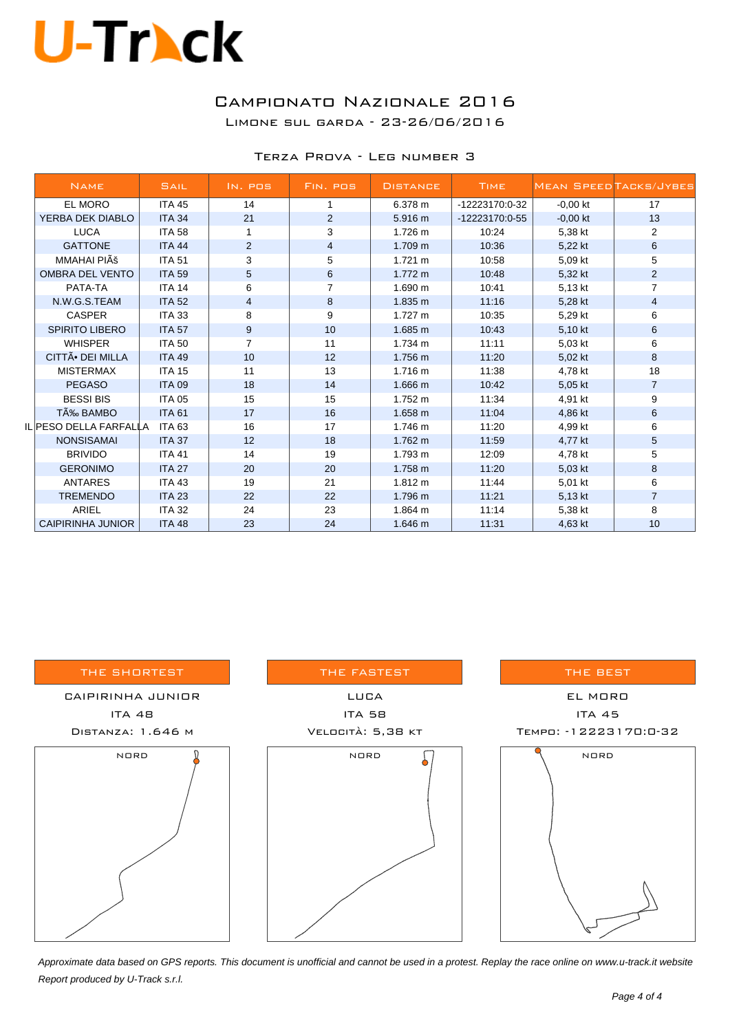# U-Track

## Campionato Nazionale 2016

Limone sul Garda - 23-26/06/2016

### Terza Prova - Leg number 3

| Name | Sail | In. pos | Fin. pos | Distance | Time | Mean Speed | Tacks/Jybes |
|---|---|---|---|---|---|---|---|
| EL MORO | ITA 45 | 14 | 1 | 6.378 m | -12223170:0-32 | -0,00 kt | 17 |
| YERBA DEK DIABLO | ITA 34 | 21 | 2 | 5.916 m | -12223170:0-55 | -0,00 kt | 13 |
| LUCA | ITA 58 | 1 | 3 | 1.726 m | 10:24 | 5,38 kt | 2 |
| GATTONE | ITA 44 | 2 | 4 | 1.709 m | 10:36 | 5,22 kt | 6 |
| MMAHAI PIÃš | ITA 51 | 3 | 5 | 1.721 m | 10:58 | 5,09 kt | 5 |
| OMBRA DEL VENTO | ITA 59 | 5 | 6 | 1.772 m | 10:48 | 5,32 kt | 2 |
| PATA-TA | ITA 14 | 6 | 7 | 1.690 m | 10:41 | 5,13 kt | 7 |
| N.W.G.S.TEAM | ITA 52 | 4 | 8 | 1.835 m | 11:16 | 5,28 kt | 4 |
| CASPER | ITA 33 | 8 | 9 | 1.727 m | 10:35 | 5,29 kt | 6 |
| SPIRITO LIBERO | ITA 57 | 9 | 10 | 1.685 m | 10:43 | 5,10 kt | 6 |
| WHISPER | ITA 50 | 7 | 11 | 1.734 m | 11:11 | 5,03 kt | 6 |
| CITTÃ• DEI MILLA | ITA 49 | 10 | 12 | 1.756 m | 11:20 | 5,02 kt | 8 |
| MISTERMAX | ITA 15 | 11 | 13 | 1.716 m | 11:38 | 4,78 kt | 18 |
| PEGASO | ITA 09 | 18 | 14 | 1.666 m | 10:42 | 5,05 kt | 7 |
| BESSI BIS | ITA 05 | 15 | 15 | 1.752 m | 11:34 | 4,91 kt | 9 |
| TÃ‰ BAMBO | ITA 61 | 17 | 16 | 1.658 m | 11:04 | 4,86 kt | 6 |
| IL PESO DELLA FARFALLA | ITA 63 | 16 | 17 | 1.746 m | 11:20 | 4,99 kt | 6 |
| NONSISAMAI | ITA 37 | 12 | 18 | 1.762 m | 11:59 | 4,77 kt | 5 |
| BRIVIDO | ITA 41 | 14 | 19 | 1.793 m | 12:09 | 4,78 kt | 5 |
| GERONIMO | ITA 27 | 20 | 20 | 1.758 m | 11:20 | 5,03 kt | 8 |
| ANTARES | ITA 43 | 19 | 21 | 1.812 m | 11:44 | 5,01 kt | 6 |
| TREMENDO | ITA 23 | 22 | 22 | 1.796 m | 11:21 | 5,13 kt | 7 |
| ARIEL | ITA 32 | 24 | 23 | 1.864 m | 11:14 | 5,38 kt | 8 |
| CAIPIRINHA JUNIOR | ITA 48 | 23 | 24 | 1.646 m | 11:31 | 4,63 kt | 10 |

**THE SHORTEST**

CAIPIRINHA JUNIOR

ITA 48

Distanza: 1.646 m

NORD

**THE FASTEST**

LUCA

ITA 58

Velocità: 5,38 kt

NORD

**THE BEST**

EL MORO

ITA 45

Tempo: -12223170:0-32

NORD

*Approximate data based on GPS reports. This document is unofficial and cannot be used in a protest. Replay the race online on www.u-track.it website*

*Report produced by U-Track s.r.l.*